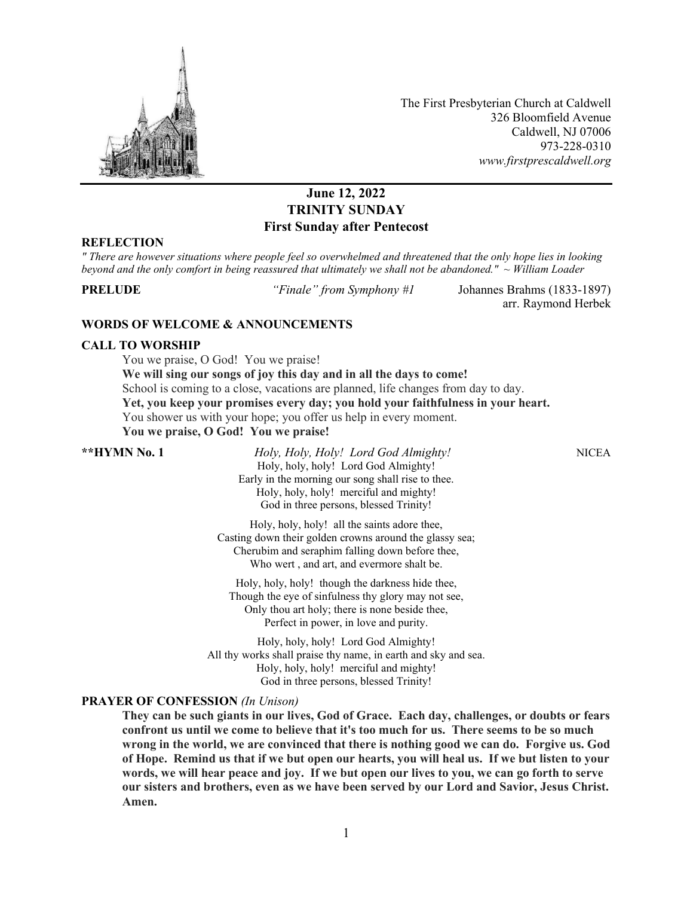The First Presbyterian Church at Caldwell
326 Bloomfield Avenue
Caldwell, NJ 07006
973-228-0310
*www.firstprescaldwell.org*

---

# June 12, 2022
# TRINITY SUNDAY
## First Sunday after Pentecost

**REFLECTION**

*" There are however situations where people feel so overwhelmed and threatened that the only hope lies in looking beyond and the only comfort in being reassured that ultimately we shall not be abandoned." ~ William Loader*

**PRELUDE** *"Finale" from Symphony #1* Johannes Brahms (1833-1897)
arr. Raymond Herbek

**WORDS OF WELCOME & ANNOUNCEMENTS**

**CALL TO WORSHIP**

You we praise, O God! You we praise!
**We will sing our songs of joy this day and in all the days to come!**
School is coming to a close, vacations are planned, life changes from day to day.
**Yet, you keep your promises every day; you hold your faithfulness in your heart.**
You shower us with your hope; you offer us help in every moment.
**You we praise, O God! You we praise!**

**\*\*HYMN No. 1** *Holy, Holy, Holy! Lord God Almighty!* NICEA

Holy, holy, holy! Lord God Almighty!
Early in the morning our song shall rise to thee.
Holy, holy, holy! merciful and mighty!
God in three persons, blessed Trinity!

Holy, holy, holy! all the saints adore thee,
Casting down their golden crowns around the glassy sea;
Cherubim and seraphim falling down before thee,
Who wert , and art, and evermore shalt be.

Holy, holy, holy! though the darkness hide thee,
Though the eye of sinfulness thy glory may not see,
Only thou art holy; there is none beside thee,
Perfect in power, in love and purity.

Holy, holy, holy! Lord God Almighty!
All thy works shall praise thy name, in earth and sky and sea.
Holy, holy, holy! merciful and mighty!
God in three persons, blessed Trinity!

**PRAYER OF CONFESSION** *(In Unison)*

**They can be such giants in our lives, God of Grace. Each day, challenges, or doubts or fears confront us until we come to believe that it's too much for us. There seems to be so much wrong in the world, we are convinced that there is nothing good we can do. Forgive us. God of Hope. Remind us that if we but open our hearts, you will heal us. If we but listen to your words, we will hear peace and joy. If we but open our lives to you, we can go forth to serve our sisters and brothers, even as we have been served by our Lord and Savior, Jesus Christ. Amen.**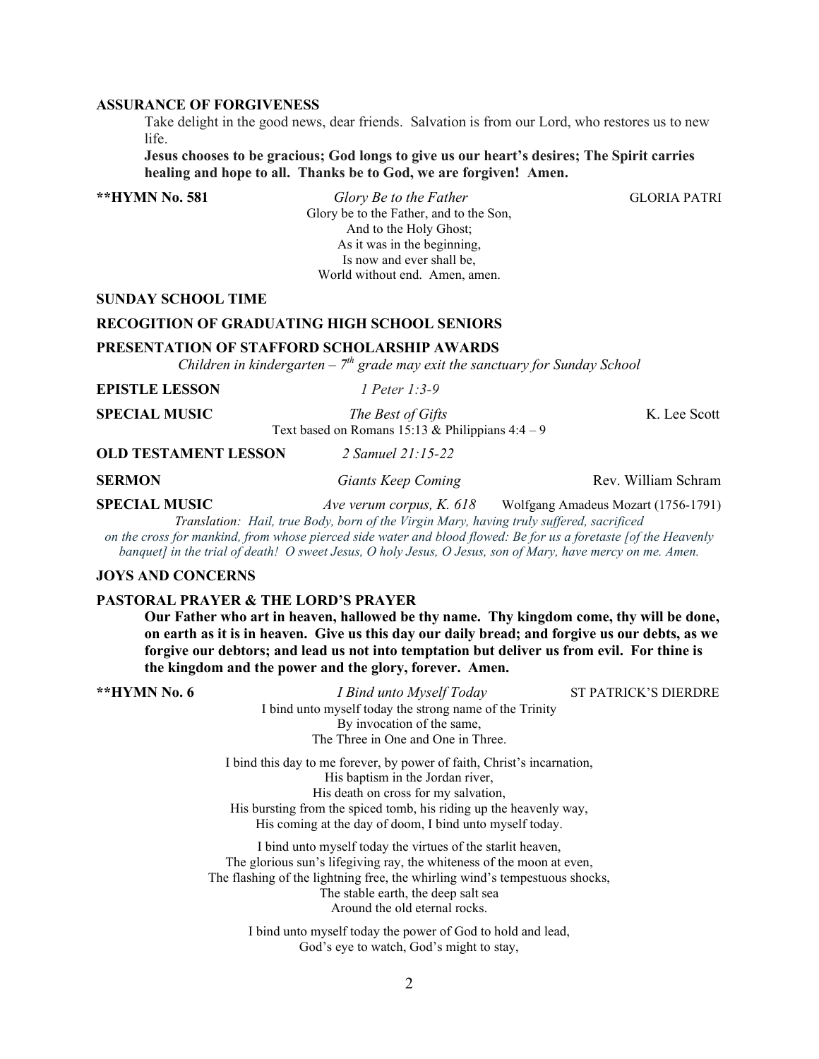**ASSURANCE OF FORGIVENESS**

Take delight in the good news, dear friends. Salvation is from our Lord, who restores us to new life.

**Jesus chooses to be gracious; God longs to give us our heart's desires; The Spirit carries healing and hope to all. Thanks be to God, we are forgiven! Amen.**

**\*\*HYMN No. 581** *Glory Be to the Father* GLORIA PATRI

Glory be to the Father, and to the Son,
And to the Holy Ghost;
As it was in the beginning,
Is now and ever shall be,
World without end. Amen, amen.

**SUNDAY SCHOOL TIME**

**RECOGITION OF GRADUATING HIGH SCHOOL SENIORS**

**PRESENTATION OF STAFFORD SCHOLARSHIP AWARDS**

*Children in kindergarten – 7th grade may exit the sanctuary for Sunday School*

**EPISTLE LESSON** *1 Peter 1:3-9*

**SPECIAL MUSIC** *The Best of Gifts* K. Lee Scott

Text based on Romans 15:13 & Philippians 4:4 – 9

**OLD TESTAMENT LESSON** *2 Samuel 21:15-22*

**SERMON** *Giants Keep Coming* Rev. William Schram

**SPECIAL MUSIC** *Ave verum corpus, K. 618* Wolfgang Amadeus Mozart (1756-1791)

*Translation: Hail, true Body, born of the Virgin Mary, having truly suffered, sacrificed on the cross for mankind, from whose pierced side water and blood flowed: Be for us a foretaste [of the Heavenly banquet] in the trial of death! O sweet Jesus, O holy Jesus, O Jesus, son of Mary, have mercy on me. Amen.*

**JOYS AND CONCERNS**

**PASTORAL PRAYER & THE LORD'S PRAYER**

**Our Father who art in heaven, hallowed be thy name. Thy kingdom come, thy will be done, on earth as it is in heaven. Give us this day our daily bread; and forgive us our debts, as we forgive our debtors; and lead us not into temptation but deliver us from evil. For thine is the kingdom and the power and the glory, forever. Amen.**

**\*\*HYMN No. 6** *I Bind unto Myself Today* ST PATRICK'S DIERDRE

I bind unto myself today the strong name of the Trinity
By invocation of the same,
The Three in One and One in Three.

I bind this day to me forever, by power of faith, Christ's incarnation,
His baptism in the Jordan river,
His death on cross for my salvation,
His bursting from the spiced tomb, his riding up the heavenly way,
His coming at the day of doom, I bind unto myself today.

I bind unto myself today the virtues of the starlit heaven,
The glorious sun's lifegiving ray, the whiteness of the moon at even,
The flashing of the lightning free, the whirling wind's tempestuous shocks,
The stable earth, the deep salt sea
Around the old eternal rocks.

I bind unto myself today the power of God to hold and lead,
God's eye to watch, God's might to stay,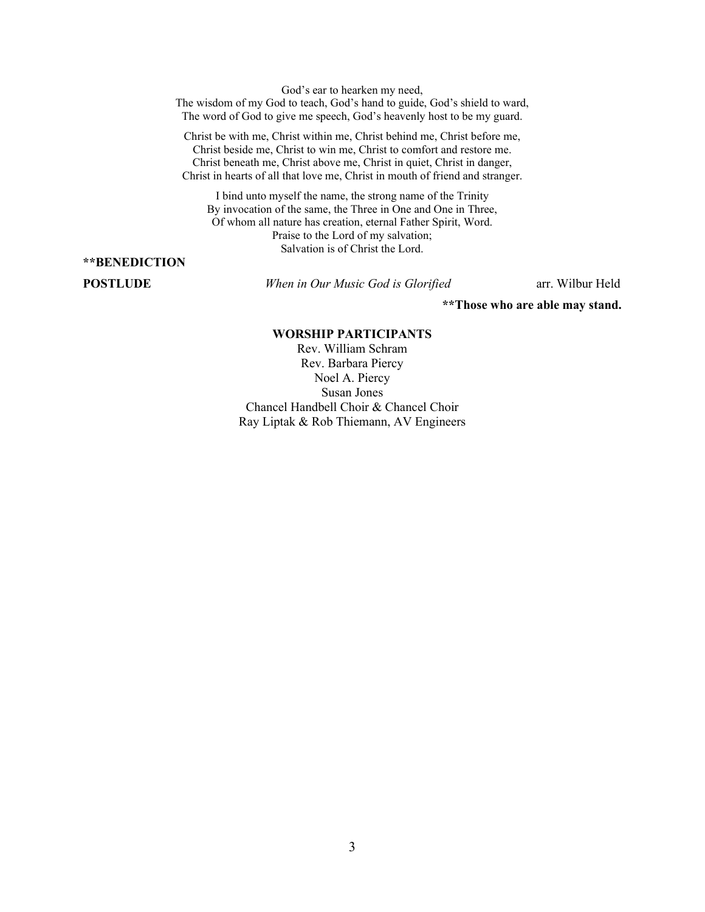God's ear to hearken my need,  
The wisdom of my God to teach, God's hand to guide, God's shield to ward,  
The word of God to give me speech, God's heavenly host to be my guard.

Christ be with me, Christ within me, Christ behind me, Christ before me,  
Christ beside me, Christ to win me, Christ to comfort and restore me.  
Christ beneath me, Christ above me, Christ in quiet, Christ in danger,  
Christ in hearts of all that love me, Christ in mouth of friend and stranger.

I bind unto myself the name, the strong name of the Trinity  
By invocation of the same, the Three in One and One in Three,  
Of whom all nature has creation, eternal Father Spirit, Word.  
Praise to the Lord of my salvation;  
Salvation is of Christ the Lord.

**\*\*BENEDICTION**

**POSTLUDE** *When in Our Music God is Glorified* arr. Wilbur Held

**\*\*Those who are able may stand.**

**WORSHIP PARTICIPANTS**

Rev. William Schram  
Rev. Barbara Piercy  
Noel A. Piercy  
Susan Jones  
Chancel Handbell Choir & Chancel Choir  
Ray Liptak & Rob Thiemann, AV Engineers